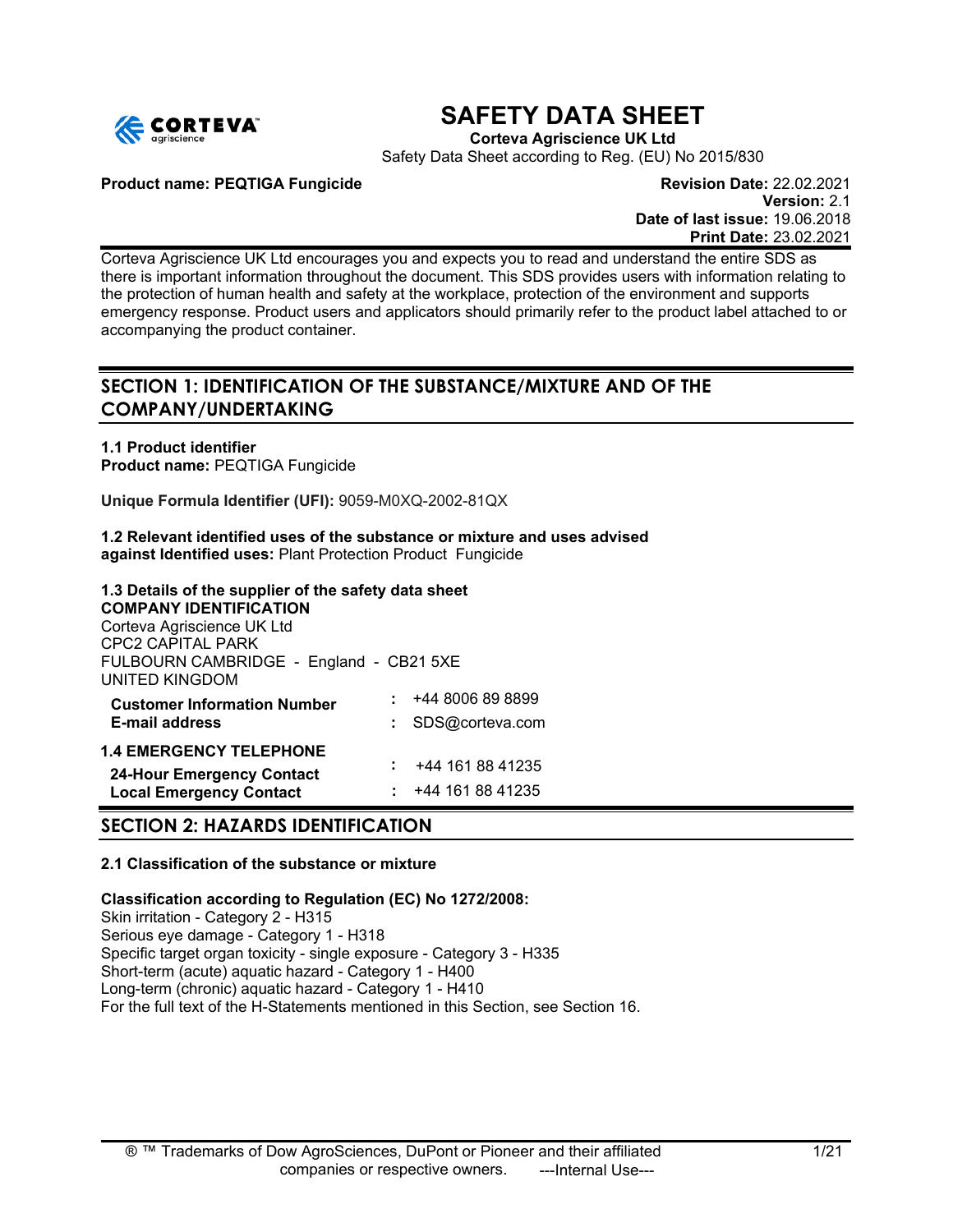# SAFETY DATA SHEET

**Corteva Agriscience UK Ltd**

Safety Data Sheet according to Reg. (EU) No 2015/830

**Product name: PEQTIGA Fungicide**

**Revision Date:** 22.02.2021
**Version:** 2.1
**Date of last issue:** 19.06.2018
**Print Date:** 23.02.2021

Corteva Agriscience UK Ltd encourages you and expects you to read and understand the entire SDS as there is important information throughout the document. This SDS provides users with information relating to the protection of human health and safety at the workplace, protection of the environment and supports emergency response. Product users and applicators should primarily refer to the product label attached to or accompanying the product container.

## SECTION 1: IDENTIFICATION OF THE SUBSTANCE/MIXTURE AND OF THE COMPANY/UNDERTAKING

**1.1 Product identifier**
**Product name:** PEQTIGA Fungicide

**Unique Formula Identifier (UFI):** 9059-M0XQ-2002-81QX

**1.2 Relevant identified uses of the substance or mixture and uses advised against Identified uses:** Plant Protection Product Fungicide

**1.3 Details of the supplier of the safety data sheet**
**COMPANY IDENTIFICATION**
Corteva Agriscience UK Ltd
CPC2 CAPITAL PARK
FULBOURN CAMBRIDGE - England - CB21 5XE
UNITED KINGDOM

| | | |
|---|---|---|
| **Customer Information Number** | : | +44 8006 89 8899 |
| **E-mail address** | : | SDS@corteva.com |

**1.4 EMERGENCY TELEPHONE**

| | | |
|---|---|---|
| **24-Hour Emergency Contact** | : | +44 161 88 41235 |
| **Local Emergency Contact** | : | +44 161 88 41235 |

## SECTION 2: HAZARDS IDENTIFICATION

**2.1 Classification of the substance or mixture**

**Classification according to Regulation (EC) No 1272/2008:**
Skin irritation - Category 2 - H315
Serious eye damage - Category 1 - H318
Specific target organ toxicity - single exposure - Category 3 - H335
Short-term (acute) aquatic hazard - Category 1 - H400
Long-term (chronic) aquatic hazard - Category 1 - H410
For the full text of the H-Statements mentioned in this Section, see Section 16.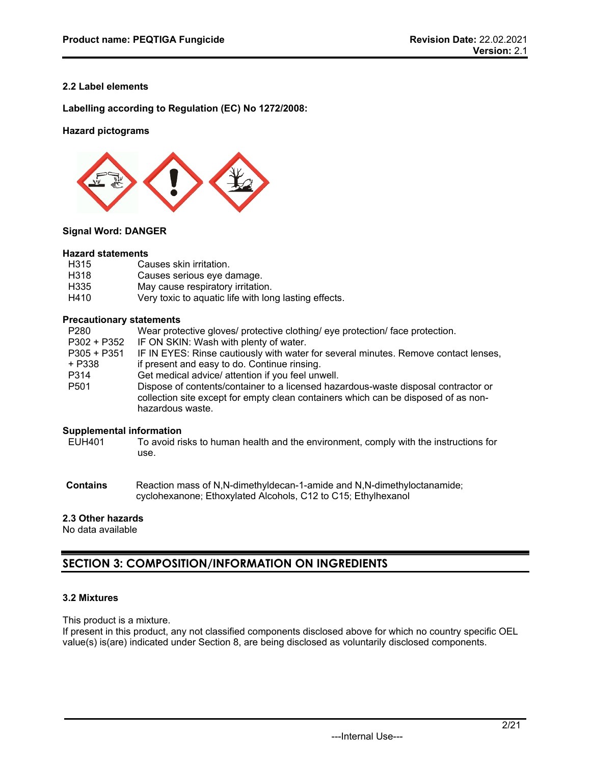### 2.2 Label elements

**Labelling according to Regulation (EC) No 1272/2008:**

**Hazard pictograms**

**Signal Word: DANGER**

**Hazard statements**

| | |
|---|---|
| H315 | Causes skin irritation. |
| H318 | Causes serious eye damage. |
| H335 | May cause respiratory irritation. |
| H410 | Very toxic to aquatic life with long lasting effects. |

**Precautionary statements**

| | |
|---|---|
| P280 | Wear protective gloves/ protective clothing/ eye protection/ face protection. |
| P302 + P352 | IF ON SKIN: Wash with plenty of water. |
| P305 + P351 + P338 | IF IN EYES: Rinse cautiously with water for several minutes. Remove contact lenses, if present and easy to do. Continue rinsing. |
| P314 | Get medical advice/ attention if you feel unwell. |
| P501 | Dispose of contents/container to a licensed hazardous-waste disposal contractor or collection site except for empty clean containers which can be disposed of as non-hazardous waste. |

**Supplemental information**

| | |
|---|---|
| EUH401 | To avoid risks to human health and the environment, comply with the instructions for use. |

**Contains** Reaction mass of N,N-dimethyldecan-1-amide and N,N-dimethyloctanamide; cyclohexanone; Ethoxylated Alcohols, C12 to C15; Ethylhexanol

### 2.3 Other hazards

No data available

## SECTION 3: COMPOSITION/INFORMATION ON INGREDIENTS

### 3.2 Mixtures

This product is a mixture.
If present in this product, any not classified components disclosed above for which no country specific OEL value(s) is(are) indicated under Section 8, are being disclosed as voluntarily disclosed components.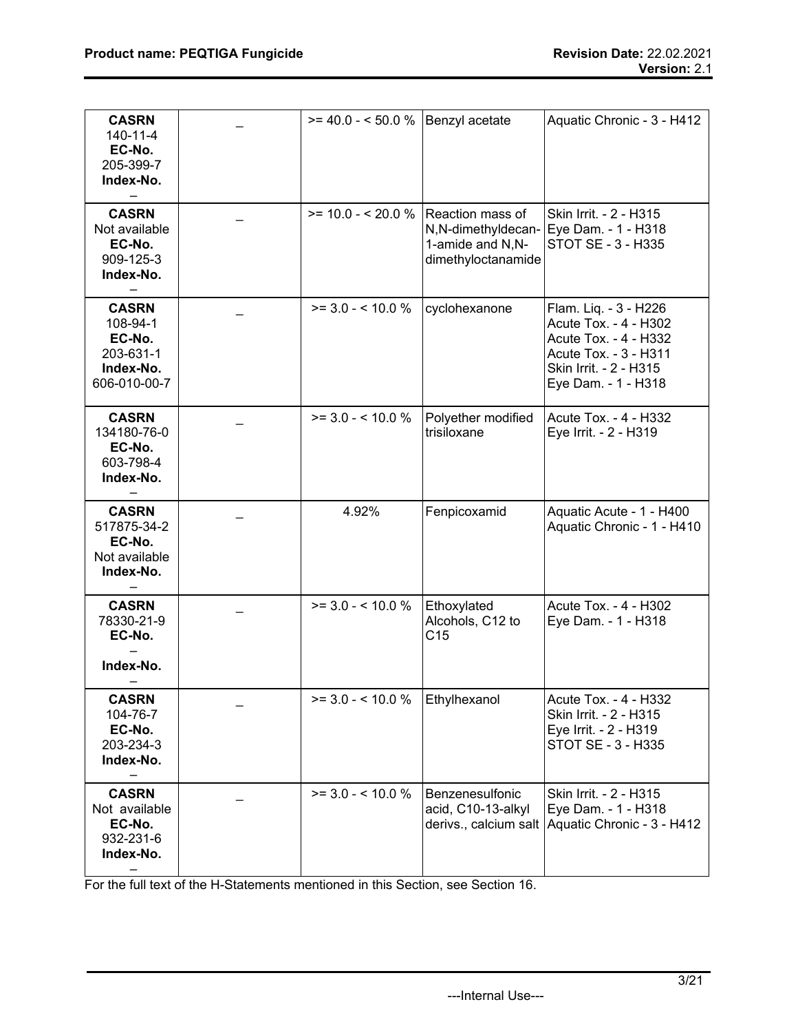| | | | | |
|---|---|---|---|---|
| **CASRN** 140-11-4 **EC-No.** 205-399-7 **Index-No.** – | _ | >= 40.0 - < 50.0 % | Benzyl acetate | Aquatic Chronic - 3 - H412 |
| **CASRN** Not available **EC-No.** 909-125-3 **Index-No.** – | _ | >= 10.0 - < 20.0 % | Reaction mass of N,N-dimethyldecan-1-amide and N,N-dimethyloctanamide | Skin Irrit. - 2 - H315<br>Eye Dam. - 1 - H318<br>STOT SE - 3 - H335 |
| **CASRN** 108-94-1 **EC-No.** 203-631-1 **Index-No.** 606-010-00-7 | _ | >= 3.0 - < 10.0 % | cyclohexanone | Flam. Liq. - 3 - H226<br>Acute Tox. - 4 - H302<br>Acute Tox. - 4 - H332<br>Acute Tox. - 3 - H311<br>Skin Irrit. - 2 - H315<br>Eye Dam. - 1 - H318 |
| **CASRN** 134180-76-0 **EC-No.** 603-798-4 **Index-No.** – | _ | >= 3.0 - < 10.0 % | Polyether modified trisiloxane | Acute Tox. - 4 - H332<br>Eye Irrit. - 2 - H319 |
| **CASRN** 517875-34-2 **EC-No.** Not available **Index-No.** – | _ | 4.92% | Fenpicoxamid | Aquatic Acute - 1 - H400<br>Aquatic Chronic - 1 - H410 |
| **CASRN** 78330-21-9 **EC-No.** – **Index-No.** – | _ | >= 3.0 - < 10.0 % | Ethoxylated Alcohols, C12 to C15 | Acute Tox. - 4 - H302<br>Eye Dam. - 1 - H318 |
| **CASRN** 104-76-7 **EC-No.** 203-234-3 **Index-No.** – | _ | >= 3.0 - < 10.0 % | Ethylhexanol | Acute Tox. - 4 - H332<br>Skin Irrit. - 2 - H315<br>Eye Irrit. - 2 - H319<br>STOT SE - 3 - H335 |
| **CASRN** Not available **EC-No.** 932-231-6 **Index-No.** – | _ | >= 3.0 - < 10.0 % | Benzenesulfonic acid, C10-13-alkyl derivs., calcium salt | Skin Irrit. - 2 - H315<br>Eye Dam. - 1 - H318<br>Aquatic Chronic - 3 - H412 |

For the full text of the H-Statements mentioned in this Section, see Section 16.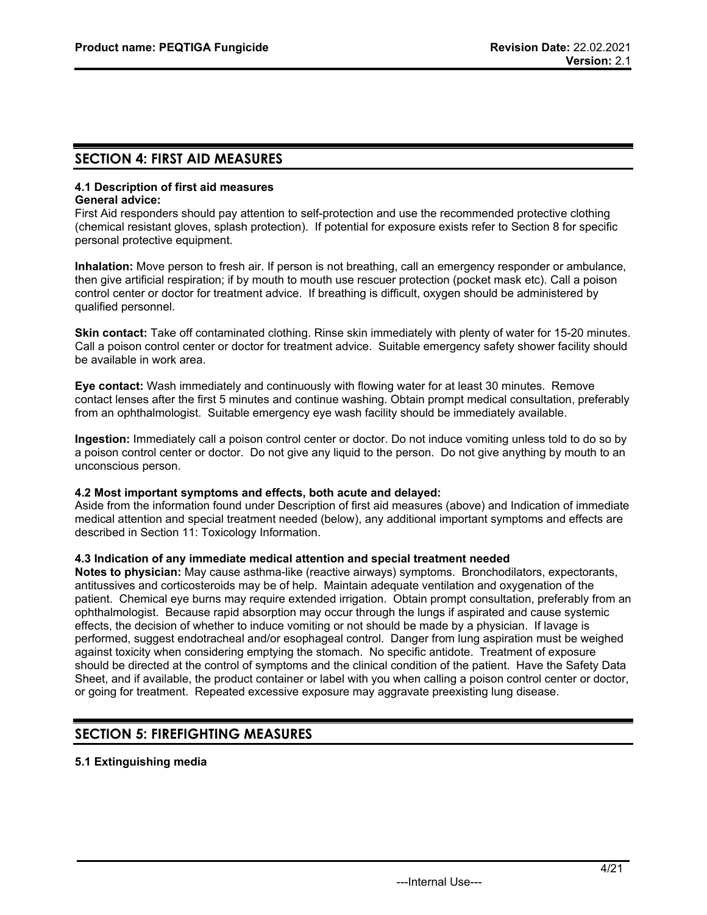## SECTION 4: FIRST AID MEASURES

### 4.1 Description of first aid measures

**General advice:**
First Aid responders should pay attention to self-protection and use the recommended protective clothing (chemical resistant gloves, splash protection). If potential for exposure exists refer to Section 8 for specific personal protective equipment.

**Inhalation:** Move person to fresh air. If person is not breathing, call an emergency responder or ambulance, then give artificial respiration; if by mouth to mouth use rescuer protection (pocket mask etc). Call a poison control center or doctor for treatment advice. If breathing is difficult, oxygen should be administered by qualified personnel.

**Skin contact:** Take off contaminated clothing. Rinse skin immediately with plenty of water for 15-20 minutes. Call a poison control center or doctor for treatment advice. Suitable emergency safety shower facility should be available in work area.

**Eye contact:** Wash immediately and continuously with flowing water for at least 30 minutes. Remove contact lenses after the first 5 minutes and continue washing. Obtain prompt medical consultation, preferably from an ophthalmologist. Suitable emergency eye wash facility should be immediately available.

**Ingestion:** Immediately call a poison control center or doctor. Do not induce vomiting unless told to do so by a poison control center or doctor. Do not give any liquid to the person. Do not give anything by mouth to an unconscious person.

### 4.2 Most important symptoms and effects, both acute and delayed:

Aside from the information found under Description of first aid measures (above) and Indication of immediate medical attention and special treatment needed (below), any additional important symptoms and effects are described in Section 11: Toxicology Information.

### 4.3 Indication of any immediate medical attention and special treatment needed

**Notes to physician:** May cause asthma-like (reactive airways) symptoms. Bronchodilators, expectorants, antitussives and corticosteroids may be of help. Maintain adequate ventilation and oxygenation of the patient. Chemical eye burns may require extended irrigation. Obtain prompt consultation, preferably from an ophthalmologist. Because rapid absorption may occur through the lungs if aspirated and cause systemic effects, the decision of whether to induce vomiting or not should be made by a physician. If lavage is performed, suggest endotracheal and/or esophageal control. Danger from lung aspiration must be weighed against toxicity when considering emptying the stomach. No specific antidote. Treatment of exposure should be directed at the control of symptoms and the clinical condition of the patient. Have the Safety Data Sheet, and if available, the product container or label with you when calling a poison control center or doctor, or going for treatment. Repeated excessive exposure may aggravate preexisting lung disease.

## SECTION 5: FIREFIGHTING MEASURES

### 5.1 Extinguishing media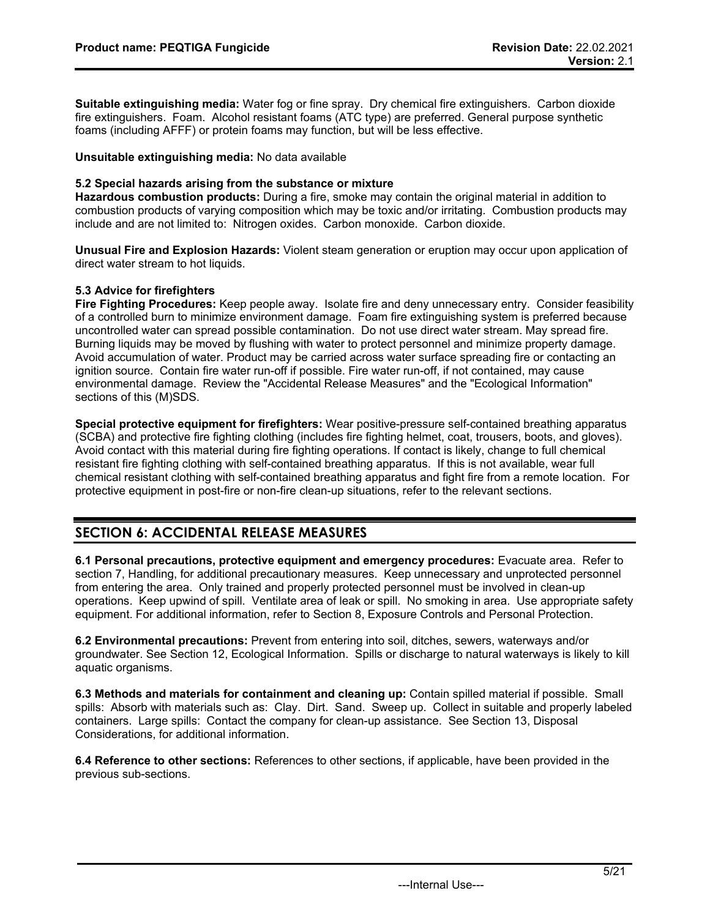**Suitable extinguishing media:** Water fog or fine spray. Dry chemical fire extinguishers. Carbon dioxide fire extinguishers. Foam. Alcohol resistant foams (ATC type) are preferred. General purpose synthetic foams (including AFFF) or protein foams may function, but will be less effective.

**Unsuitable extinguishing media:** No data available

**5.2 Special hazards arising from the substance or mixture**

**Hazardous combustion products:** During a fire, smoke may contain the original material in addition to combustion products of varying composition which may be toxic and/or irritating. Combustion products may include and are not limited to: Nitrogen oxides. Carbon monoxide. Carbon dioxide.

**Unusual Fire and Explosion Hazards:** Violent steam generation or eruption may occur upon application of direct water stream to hot liquids.

**5.3 Advice for firefighters**

**Fire Fighting Procedures:** Keep people away. Isolate fire and deny unnecessary entry. Consider feasibility of a controlled burn to minimize environment damage. Foam fire extinguishing system is preferred because uncontrolled water can spread possible contamination. Do not use direct water stream. May spread fire. Burning liquids may be moved by flushing with water to protect personnel and minimize property damage. Avoid accumulation of water. Product may be carried across water surface spreading fire or contacting an ignition source. Contain fire water run-off if possible. Fire water run-off, if not contained, may cause environmental damage. Review the "Accidental Release Measures" and the "Ecological Information" sections of this (M)SDS.

**Special protective equipment for firefighters:** Wear positive-pressure self-contained breathing apparatus (SCBA) and protective fire fighting clothing (includes fire fighting helmet, coat, trousers, boots, and gloves). Avoid contact with this material during fire fighting operations. If contact is likely, change to full chemical resistant fire fighting clothing with self-contained breathing apparatus. If this is not available, wear full chemical resistant clothing with self-contained breathing apparatus and fight fire from a remote location. For protective equipment in post-fire or non-fire clean-up situations, refer to the relevant sections.

## SECTION 6: ACCIDENTAL RELEASE MEASURES

**6.1 Personal precautions, protective equipment and emergency procedures:** Evacuate area. Refer to section 7, Handling, for additional precautionary measures. Keep unnecessary and unprotected personnel from entering the area. Only trained and properly protected personnel must be involved in clean-up operations. Keep upwind of spill. Ventilate area of leak or spill. No smoking in area. Use appropriate safety equipment. For additional information, refer to Section 8, Exposure Controls and Personal Protection.

**6.2 Environmental precautions:** Prevent from entering into soil, ditches, sewers, waterways and/or groundwater. See Section 12, Ecological Information. Spills or discharge to natural waterways is likely to kill aquatic organisms.

**6.3 Methods and materials for containment and cleaning up:** Contain spilled material if possible. Small spills: Absorb with materials such as: Clay. Dirt. Sand. Sweep up. Collect in suitable and properly labeled containers. Large spills: Contact the company for clean-up assistance. See Section 13, Disposal Considerations, for additional information.

**6.4 Reference to other sections:** References to other sections, if applicable, have been provided in the previous sub-sections.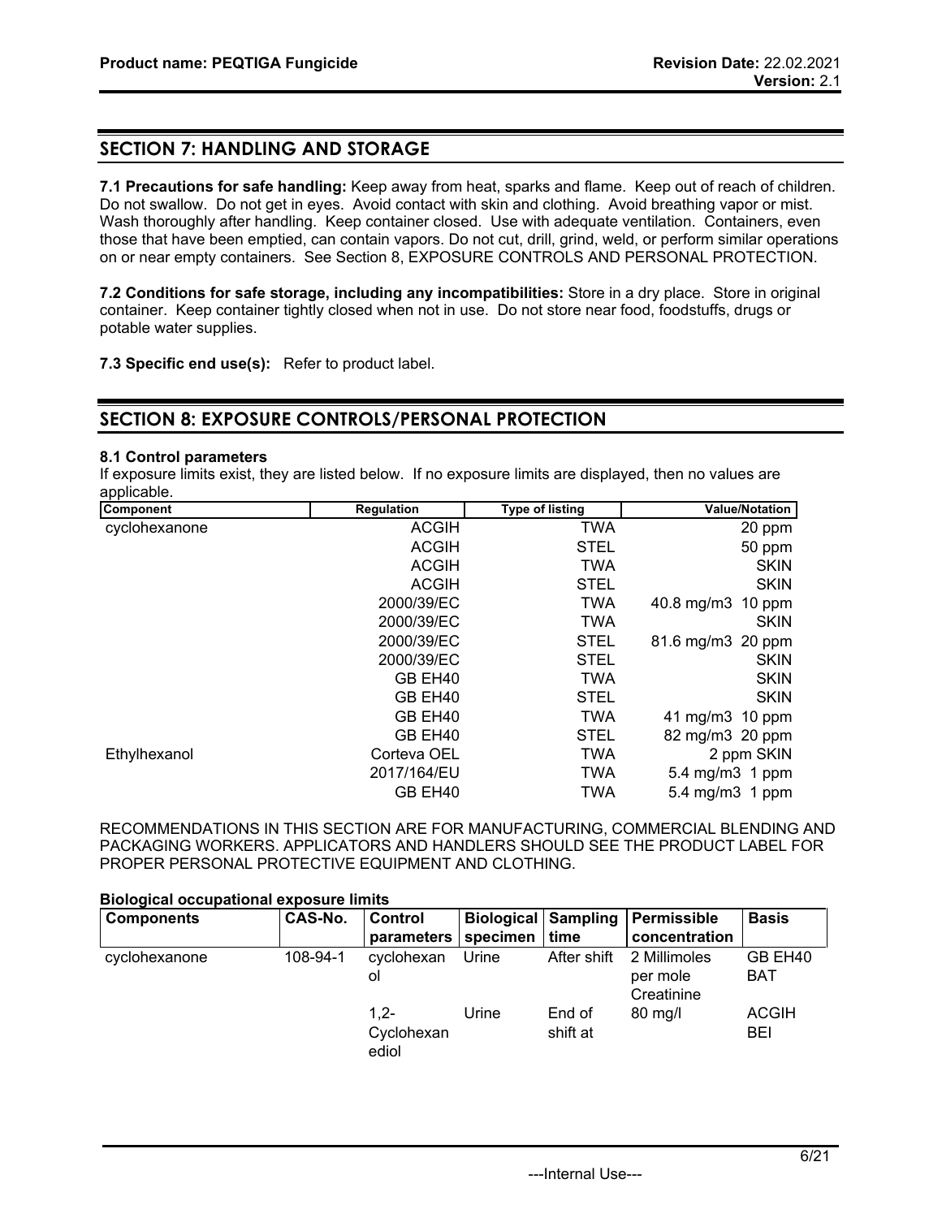## SECTION 7: HANDLING AND STORAGE

**7.1 Precautions for safe handling:** Keep away from heat, sparks and flame. Keep out of reach of children. Do not swallow. Do not get in eyes. Avoid contact with skin and clothing. Avoid breathing vapor or mist. Wash thoroughly after handling. Keep container closed. Use with adequate ventilation. Containers, even those that have been emptied, can contain vapors. Do not cut, drill, grind, weld, or perform similar operations on or near empty containers. See Section 8, EXPOSURE CONTROLS AND PERSONAL PROTECTION.

**7.2 Conditions for safe storage, including any incompatibilities:** Store in a dry place. Store in original container. Keep container tightly closed when not in use. Do not store near food, foodstuffs, drugs or potable water supplies.

**7.3 Specific end use(s):** Refer to product label.

## SECTION 8: EXPOSURE CONTROLS/PERSONAL PROTECTION

### 8.1 Control parameters

If exposure limits exist, they are listed below. If no exposure limits are displayed, then no values are applicable.

| Component | Regulation | Type of listing | Value/Notation |
|---|---|---|---|
| cyclohexanone | ACGIH | TWA | 20 ppm |
| | ACGIH | STEL | 50 ppm |
| | ACGIH | TWA | SKIN |
| | ACGIH | STEL | SKIN |
| | 2000/39/EC | TWA | 40.8 mg/m3 10 ppm |
| | 2000/39/EC | TWA | SKIN |
| | 2000/39/EC | STEL | 81.6 mg/m3 20 ppm |
| | 2000/39/EC | STEL | SKIN |
| | GB EH40 | TWA | SKIN |
| | GB EH40 | STEL | SKIN |
| | GB EH40 | TWA | 41 mg/m3 10 ppm |
| | GB EH40 | STEL | 82 mg/m3 20 ppm |
| Ethylhexanol | Corteva OEL | TWA | 2 ppm SKIN |
| | 2017/164/EU | TWA | 5.4 mg/m3 1 ppm |
| | GB EH40 | TWA | 5.4 mg/m3 1 ppm |

RECOMMENDATIONS IN THIS SECTION ARE FOR MANUFACTURING, COMMERCIAL BLENDING AND PACKAGING WORKERS. APPLICATORS AND HANDLERS SHOULD SEE THE PRODUCT LABEL FOR PROPER PERSONAL PROTECTIVE EQUIPMENT AND CLOTHING.

**Biological occupational exposure limits**

| Components | CAS-No. | Control parameters | Biological specimen | Sampling time | Permissible concentration | Basis |
|---|---|---|---|---|---|---|
| cyclohexanone | 108-94-1 | cyclohexanol | Urine | After shift | 2 Millimoles per mole Creatinine | GB EH40 BAT |
| | | 1,2-Cyclohexanediol | Urine | End of shift at | 80 mg/l | ACGIH BEI |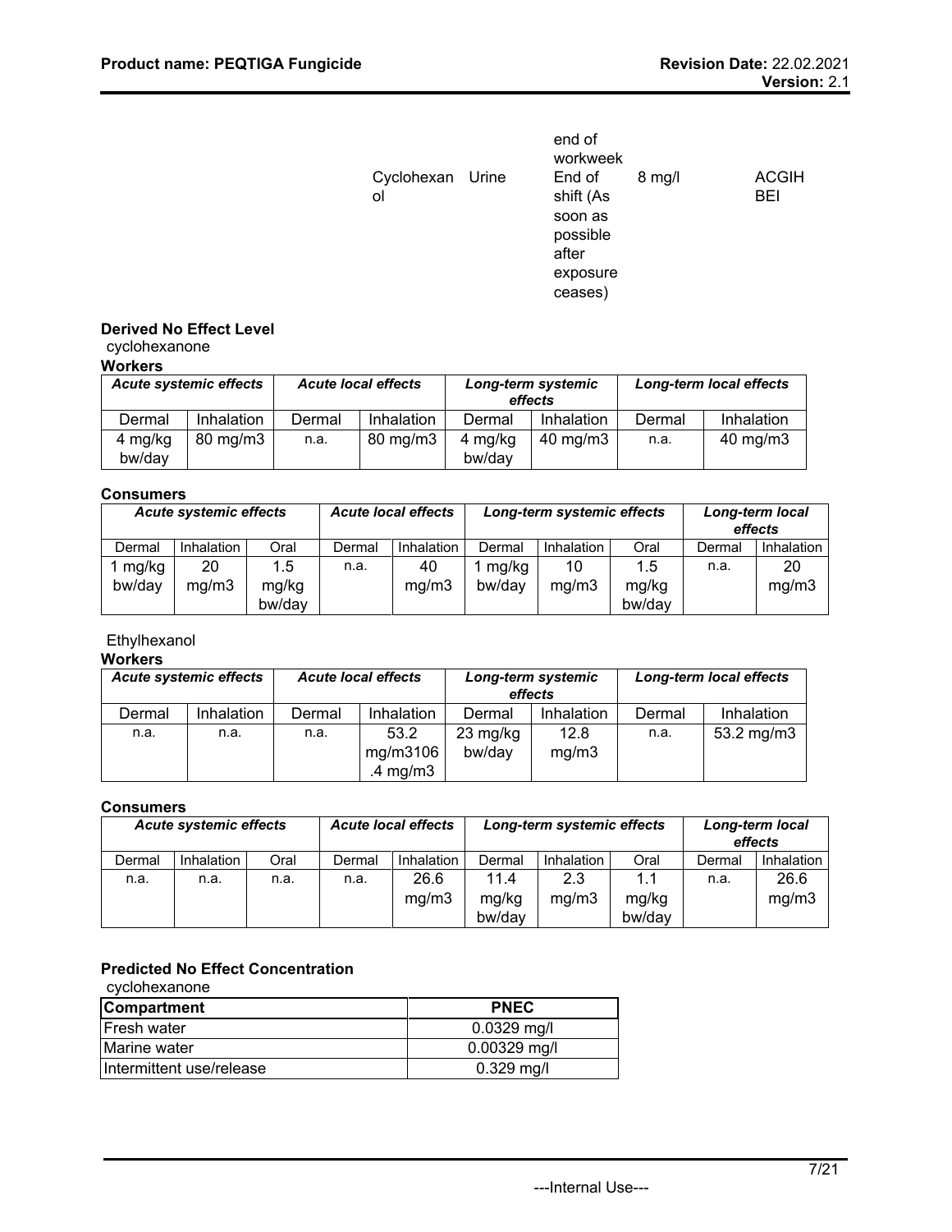| | | | | | |
|---|---|---|---|---|---|
| | | | end of workweek | | |
| | Cyclohexanol | Urine | End of shift (As soon as possible after exposure ceases) | 8 mg/l | ACGIH BEI |

**Derived No Effect Level**

cyclohexanone

**Workers**

| *Acute systemic effects* | | *Acute local effects* | | *Long-term systemic effects* | | *Long-term local effects* | |
|---|---|---|---|---|---|---|---|
| Dermal | Inhalation | Dermal | Inhalation | Dermal | Inhalation | Dermal | Inhalation |
| 4 mg/kg bw/day | 80 mg/m3 | n.a. | 80 mg/m3 | 4 mg/kg bw/day | 40 mg/m3 | n.a. | 40 mg/m3 |

**Consumers**

| *Acute systemic effects* | | | *Acute local effects* | | *Long-term systemic effects* | | | *Long-term local effects* | |
|---|---|---|---|---|---|---|---|---|---|
| Dermal | Inhalation | Oral | Dermal | Inhalation | Dermal | Inhalation | Oral | Dermal | Inhalation |
| 1 mg/kg bw/day | 20 mg/m3 | 1.5 mg/kg bw/day | n.a. | 40 mg/m3 | 1 mg/kg bw/day | 10 mg/m3 | 1.5 mg/kg bw/day | n.a. | 20 mg/m3 |

Ethylhexanol

**Workers**

| *Acute systemic effects* | | *Acute local effects* | | *Long-term systemic effects* | | *Long-term local effects* | |
|---|---|---|---|---|---|---|---|
| Dermal | Inhalation | Dermal | Inhalation | Dermal | Inhalation | Dermal | Inhalation |
| n.a. | n.a. | n.a. | 53.2 mg/m3106.4 mg/m3 | 23 mg/kg bw/day | 12.8 mg/m3 | n.a. | 53.2 mg/m3 |

**Consumers**

| *Acute systemic effects* | | | *Acute local effects* | | *Long-term systemic effects* | | | *Long-term local effects* | |
|---|---|---|---|---|---|---|---|---|---|
| Dermal | Inhalation | Oral | Dermal | Inhalation | Dermal | Inhalation | Oral | Dermal | Inhalation |
| n.a. | n.a. | n.a. | n.a. | 26.6 mg/m3 | 11.4 mg/kg bw/day | 2.3 mg/m3 | 1.1 mg/kg bw/day | n.a. | 26.6 mg/m3 |

**Predicted No Effect Concentration**

cyclohexanone

| Compartment | PNEC |
|---|---|
| Fresh water | 0.0329 mg/l |
| Marine water | 0.00329 mg/l |
| Intermittent use/release | 0.329 mg/l |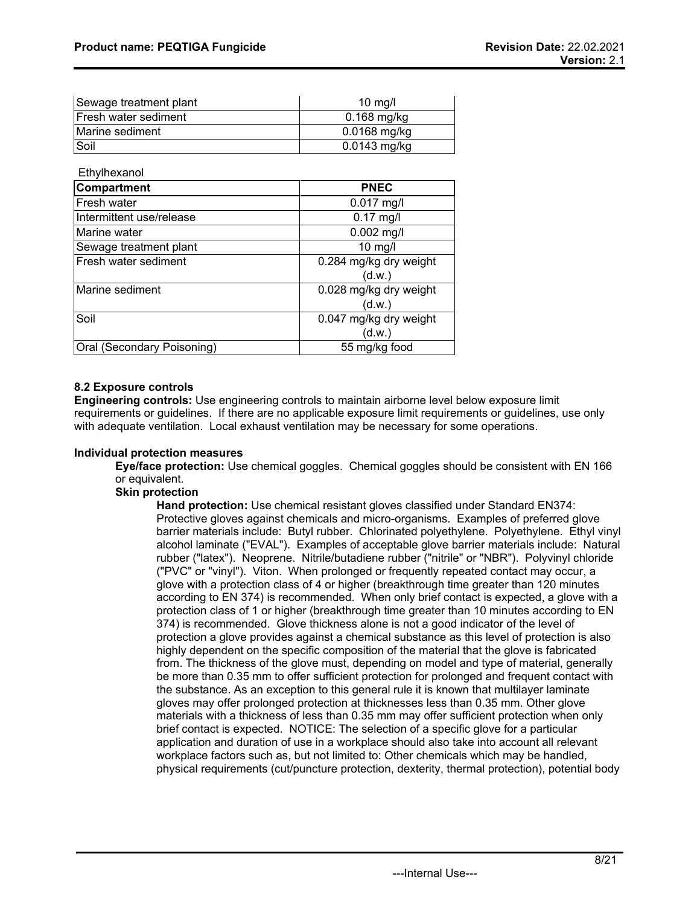| | |
|---|---|
| Sewage treatment plant | 10 mg/l |
| Fresh water sediment | 0.168 mg/kg |
| Marine sediment | 0.0168 mg/kg |
| Soil | 0.0143 mg/kg |

Ethylhexanol

| Compartment | PNEC |
|---|---|
| Fresh water | 0.017 mg/l |
| Intermittent use/release | 0.17 mg/l |
| Marine water | 0.002 mg/l |
| Sewage treatment plant | 10 mg/l |
| Fresh water sediment | 0.284 mg/kg dry weight (d.w.) |
| Marine sediment | 0.028 mg/kg dry weight (d.w.) |
| Soil | 0.047 mg/kg dry weight (d.w.) |
| Oral (Secondary Poisoning) | 55 mg/kg food |

### 8.2 Exposure controls

**Engineering controls:** Use engineering controls to maintain airborne level below exposure limit requirements or guidelines. If there are no applicable exposure limit requirements or guidelines, use only with adequate ventilation. Local exhaust ventilation may be necessary for some operations.

**Individual protection measures**

**Eye/face protection:** Use chemical goggles. Chemical goggles should be consistent with EN 166 or equivalent.

**Skin protection**

**Hand protection:** Use chemical resistant gloves classified under Standard EN374: Protective gloves against chemicals and micro-organisms. Examples of preferred glove barrier materials include: Butyl rubber. Chlorinated polyethylene. Polyethylene. Ethyl vinyl alcohol laminate ("EVAL"). Examples of acceptable glove barrier materials include: Natural rubber ("latex"). Neoprene. Nitrile/butadiene rubber ("nitrile" or "NBR"). Polyvinyl chloride ("PVC" or "vinyl"). Viton. When prolonged or frequently repeated contact may occur, a glove with a protection class of 4 or higher (breakthrough time greater than 120 minutes according to EN 374) is recommended. When only brief contact is expected, a glove with a protection class of 1 or higher (breakthrough time greater than 10 minutes according to EN 374) is recommended. Glove thickness alone is not a good indicator of the level of protection a glove provides against a chemical substance as this level of protection is also highly dependent on the specific composition of the material that the glove is fabricated from. The thickness of the glove must, depending on model and type of material, generally be more than 0.35 mm to offer sufficient protection for prolonged and frequent contact with the substance. As an exception to this general rule it is known that multilayer laminate gloves may offer prolonged protection at thicknesses less than 0.35 mm. Other glove materials with a thickness of less than 0.35 mm may offer sufficient protection when only brief contact is expected. NOTICE: The selection of a specific glove for a particular application and duration of use in a workplace should also take into account all relevant workplace factors such as, but not limited to: Other chemicals which may be handled, physical requirements (cut/puncture protection, dexterity, thermal protection), potential body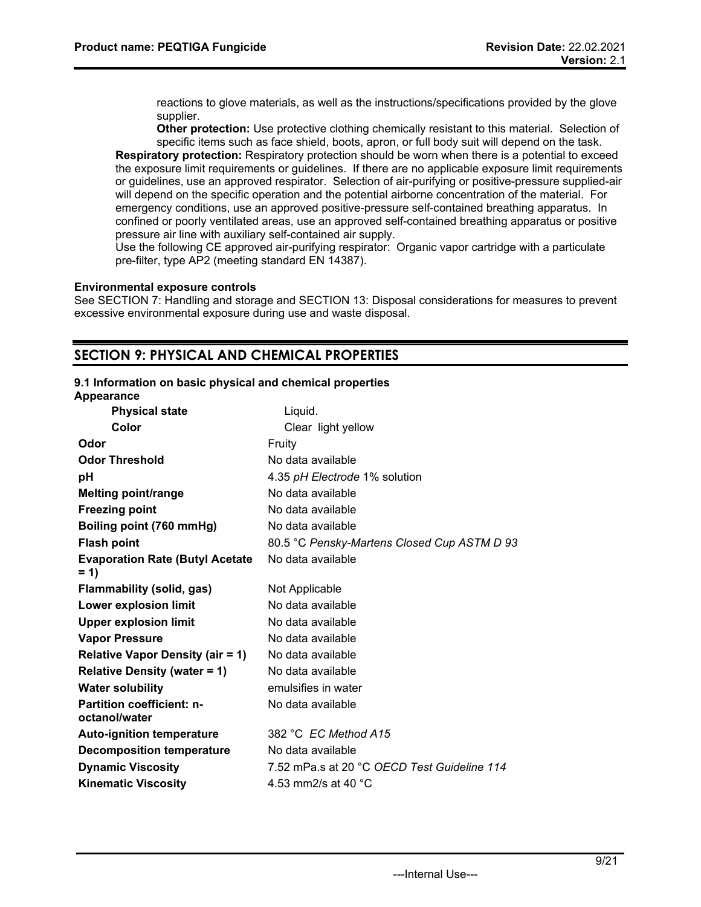reactions to glove materials, as well as the instructions/specifications provided by the glove supplier.

**Other protection:** Use protective clothing chemically resistant to this material. Selection of specific items such as face shield, boots, apron, or full body suit will depend on the task.

**Respiratory protection:** Respiratory protection should be worn when there is a potential to exceed the exposure limit requirements or guidelines. If there are no applicable exposure limit requirements or guidelines, use an approved respirator. Selection of air-purifying or positive-pressure supplied-air will depend on the specific operation and the potential airborne concentration of the material. For emergency conditions, use an approved positive-pressure self-contained breathing apparatus. In confined or poorly ventilated areas, use an approved self-contained breathing apparatus or positive pressure air line with auxiliary self-contained air supply.

Use the following CE approved air-purifying respirator: Organic vapor cartridge with a particulate pre-filter, type AP2 (meeting standard EN 14387).

**Environmental exposure controls**

See SECTION 7: Handling and storage and SECTION 13: Disposal considerations for measures to prevent excessive environmental exposure during use and waste disposal.

## SECTION 9: PHYSICAL AND CHEMICAL PROPERTIES

**9.1 Information on basic physical and chemical properties**

**Appearance**

| | |
|---|---|
| **Physical state** | Liquid. |
| **Color** | Clear light yellow |
| **Odor** | Fruity |
| **Odor Threshold** | No data available |
| **pH** | 4.35 *pH Electrode* 1% solution |
| **Melting point/range** | No data available |
| **Freezing point** | No data available |
| **Boiling point (760 mmHg)** | No data available |
| **Flash point** | 80.5 °C *Pensky-Martens Closed Cup ASTM D 93* |
| **Evaporation Rate (Butyl Acetate = 1)** | No data available |
| **Flammability (solid, gas)** | Not Applicable |
| **Lower explosion limit** | No data available |
| **Upper explosion limit** | No data available |
| **Vapor Pressure** | No data available |
| **Relative Vapor Density (air = 1)** | No data available |
| **Relative Density (water = 1)** | No data available |
| **Water solubility** | emulsifies in water |
| **Partition coefficient: n-octanol/water** | No data available |
| **Auto-ignition temperature** | 382 °C *EC Method A15* |
| **Decomposition temperature** | No data available |
| **Dynamic Viscosity** | 7.52 mPa.s at 20 °C *OECD Test Guideline 114* |
| **Kinematic Viscosity** | 4.53 mm2/s at 40 °C |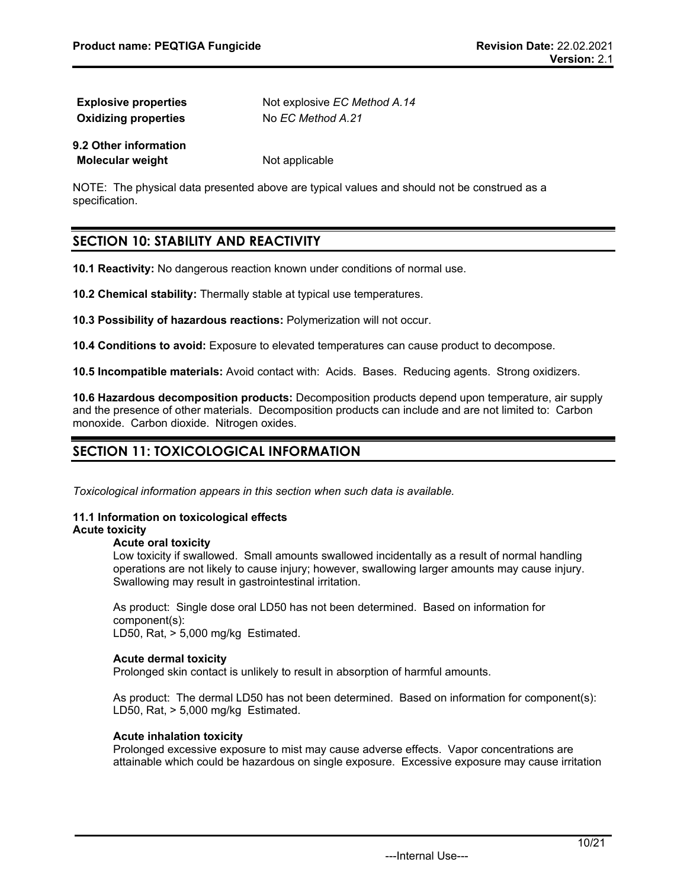| | |
|---|---|
| **Explosive properties** | Not explosive *EC Method A.14* |
| **Oxidizing properties** | No *EC Method A.21* |

**9.2 Other information**

| | |
|---|---|
| **Molecular weight** | Not applicable |

NOTE: The physical data presented above are typical values and should not be construed as a specification.

## SECTION 10: STABILITY AND REACTIVITY

**10.1 Reactivity:** No dangerous reaction known under conditions of normal use.

**10.2 Chemical stability:** Thermally stable at typical use temperatures.

**10.3 Possibility of hazardous reactions:** Polymerization will not occur.

**10.4 Conditions to avoid:** Exposure to elevated temperatures can cause product to decompose.

**10.5 Incompatible materials:** Avoid contact with: Acids. Bases. Reducing agents. Strong oxidizers.

**10.6 Hazardous decomposition products:** Decomposition products depend upon temperature, air supply and the presence of other materials. Decomposition products can include and are not limited to: Carbon monoxide. Carbon dioxide. Nitrogen oxides.

## SECTION 11: TOXICOLOGICAL INFORMATION

*Toxicological information appears in this section when such data is available.*

**11.1 Information on toxicological effects**

**Acute toxicity**

**Acute oral toxicity**

Low toxicity if swallowed. Small amounts swallowed incidentally as a result of normal handling operations are not likely to cause injury; however, swallowing larger amounts may cause injury. Swallowing may result in gastrointestinal irritation.

As product: Single dose oral LD50 has not been determined. Based on information for component(s):
LD50, Rat, > 5,000 mg/kg Estimated.

**Acute dermal toxicity**

Prolonged skin contact is unlikely to result in absorption of harmful amounts.

As product: The dermal LD50 has not been determined. Based on information for component(s):
LD50, Rat, > 5,000 mg/kg Estimated.

**Acute inhalation toxicity**

Prolonged excessive exposure to mist may cause adverse effects. Vapor concentrations are attainable which could be hazardous on single exposure. Excessive exposure may cause irritation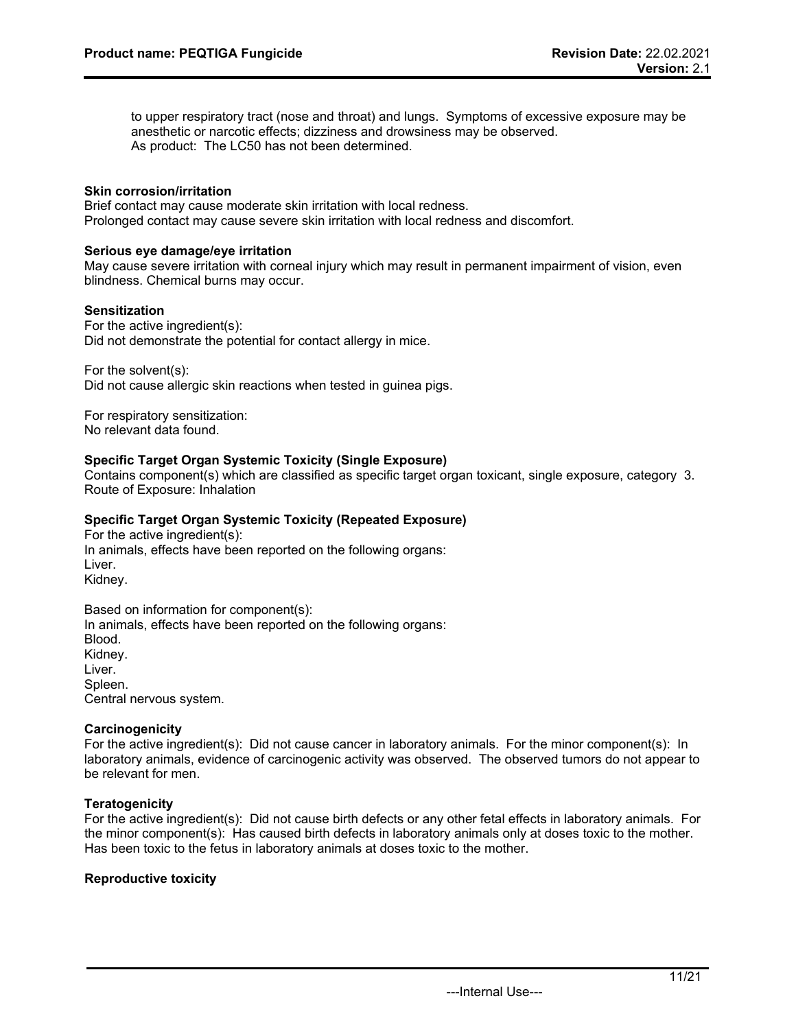to upper respiratory tract (nose and throat) and lungs. Symptoms of excessive exposure may be anesthetic or narcotic effects; dizziness and drowsiness may be observed.
As product: The LC50 has not been determined.

**Skin corrosion/irritation**
Brief contact may cause moderate skin irritation with local redness.
Prolonged contact may cause severe skin irritation with local redness and discomfort.

**Serious eye damage/eye irritation**
May cause severe irritation with corneal injury which may result in permanent impairment of vision, even blindness. Chemical burns may occur.

**Sensitization**
For the active ingredient(s):
Did not demonstrate the potential for contact allergy in mice.

For the solvent(s):
Did not cause allergic skin reactions when tested in guinea pigs.

For respiratory sensitization:
No relevant data found.

**Specific Target Organ Systemic Toxicity (Single Exposure)**
Contains component(s) which are classified as specific target organ toxicant, single exposure, category 3.
Route of Exposure: Inhalation

**Specific Target Organ Systemic Toxicity (Repeated Exposure)**
For the active ingredient(s):
In animals, effects have been reported on the following organs:
Liver.
Kidney.

Based on information for component(s):
In animals, effects have been reported on the following organs:
Blood.
Kidney.
Liver.
Spleen.
Central nervous system.

**Carcinogenicity**
For the active ingredient(s): Did not cause cancer in laboratory animals. For the minor component(s): In laboratory animals, evidence of carcinogenic activity was observed. The observed tumors do not appear to be relevant for men.

**Teratogenicity**
For the active ingredient(s): Did not cause birth defects or any other fetal effects in laboratory animals. For the minor component(s): Has caused birth defects in laboratory animals only at doses toxic to the mother. Has been toxic to the fetus in laboratory animals at doses toxic to the mother.

**Reproductive toxicity**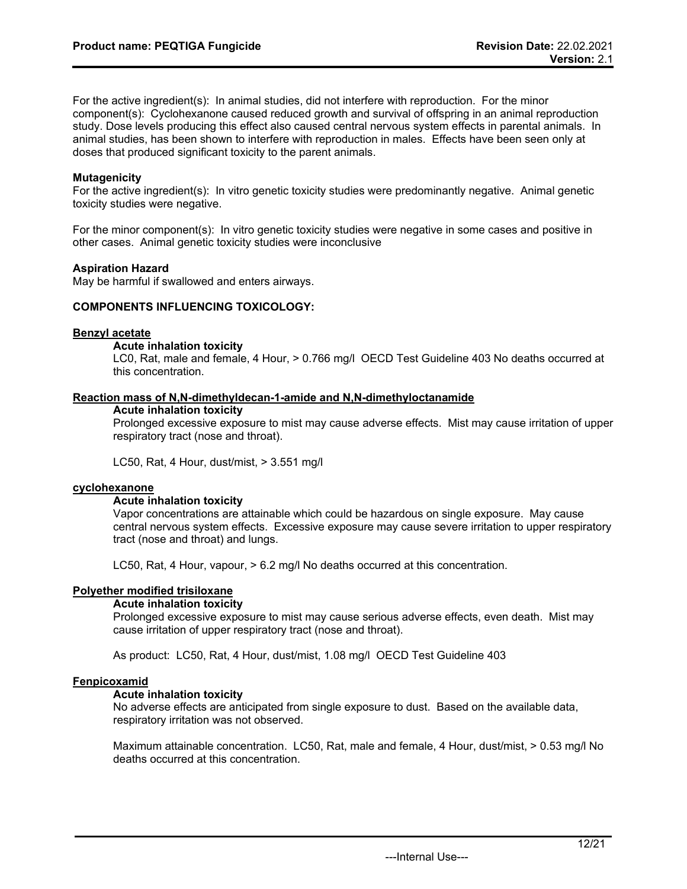For the active ingredient(s): In animal studies, did not interfere with reproduction. For the minor component(s): Cyclohexanone caused reduced growth and survival of offspring in an animal reproduction study. Dose levels producing this effect also caused central nervous system effects in parental animals. In animal studies, has been shown to interfere with reproduction in males. Effects have been seen only at doses that produced significant toxicity to the parent animals.

**Mutagenicity**

For the active ingredient(s): In vitro genetic toxicity studies were predominantly negative. Animal genetic toxicity studies were negative.

For the minor component(s): In vitro genetic toxicity studies were negative in some cases and positive in other cases. Animal genetic toxicity studies were inconclusive

**Aspiration Hazard**

May be harmful if swallowed and enters airways.

**COMPONENTS INFLUENCING TOXICOLOGY:**

**Benzyl acetate**

**Acute inhalation toxicity**

LC0, Rat, male and female, 4 Hour, > 0.766 mg/l OECD Test Guideline 403 No deaths occurred at this concentration.

**Reaction mass of N,N-dimethyldecan-1-amide and N,N-dimethyloctanamide**

**Acute inhalation toxicity**

Prolonged excessive exposure to mist may cause adverse effects. Mist may cause irritation of upper respiratory tract (nose and throat).

LC50, Rat, 4 Hour, dust/mist, > 3.551 mg/l

**cyclohexanone**

**Acute inhalation toxicity**

Vapor concentrations are attainable which could be hazardous on single exposure. May cause central nervous system effects. Excessive exposure may cause severe irritation to upper respiratory tract (nose and throat) and lungs.

LC50, Rat, 4 Hour, vapour, > 6.2 mg/l No deaths occurred at this concentration.

**Polyether modified trisiloxane**

**Acute inhalation toxicity**

Prolonged excessive exposure to mist may cause serious adverse effects, even death. Mist may cause irritation of upper respiratory tract (nose and throat).

As product: LC50, Rat, 4 Hour, dust/mist, 1.08 mg/l OECD Test Guideline 403

**Fenpicoxamid**

**Acute inhalation toxicity**

No adverse effects are anticipated from single exposure to dust. Based on the available data, respiratory irritation was not observed.

Maximum attainable concentration. LC50, Rat, male and female, 4 Hour, dust/mist, > 0.53 mg/l No deaths occurred at this concentration.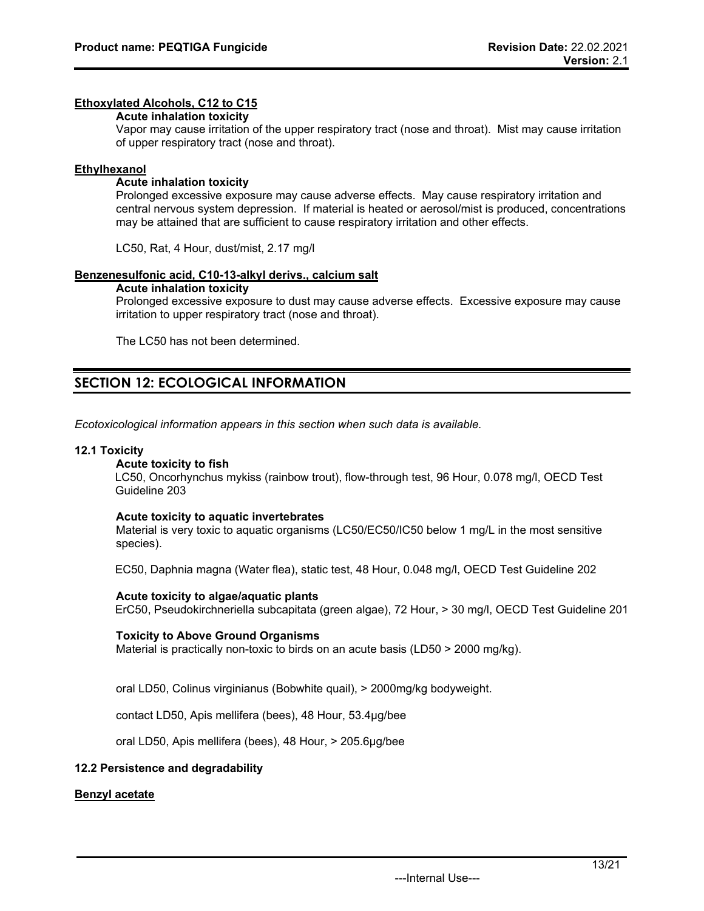**Ethoxylated Alcohols, C12 to C15**

**Acute inhalation toxicity**

Vapor may cause irritation of the upper respiratory tract (nose and throat). Mist may cause irritation of upper respiratory tract (nose and throat).

**Ethylhexanol**

**Acute inhalation toxicity**

Prolonged excessive exposure may cause adverse effects. May cause respiratory irritation and central nervous system depression. If material is heated or aerosol/mist is produced, concentrations may be attained that are sufficient to cause respiratory irritation and other effects.

LC50, Rat, 4 Hour, dust/mist, 2.17 mg/l

**Benzenesulfonic acid, C10-13-alkyl derivs., calcium salt**

**Acute inhalation toxicity**

Prolonged excessive exposure to dust may cause adverse effects. Excessive exposure may cause irritation to upper respiratory tract (nose and throat).

The LC50 has not been determined.

## SECTION 12: ECOLOGICAL INFORMATION

*Ecotoxicological information appears in this section when such data is available.*

### 12.1 Toxicity

**Acute toxicity to fish**

LC50, Oncorhynchus mykiss (rainbow trout), flow-through test, 96 Hour, 0.078 mg/l, OECD Test Guideline 203

**Acute toxicity to aquatic invertebrates**

Material is very toxic to aquatic organisms (LC50/EC50/IC50 below 1 mg/L in the most sensitive species).

EC50, Daphnia magna (Water flea), static test, 48 Hour, 0.048 mg/l, OECD Test Guideline 202

**Acute toxicity to algae/aquatic plants**

ErC50, Pseudokirchneriella subcapitata (green algae), 72 Hour, > 30 mg/l, OECD Test Guideline 201

**Toxicity to Above Ground Organisms**

Material is practically non-toxic to birds on an acute basis (LD50 > 2000 mg/kg).

oral LD50, Colinus virginianus (Bobwhite quail), > 2000mg/kg bodyweight.

contact LD50, Apis mellifera (bees), 48 Hour, 53.4µg/bee

oral LD50, Apis mellifera (bees), 48 Hour, > 205.6µg/bee

### 12.2 Persistence and degradability

**Benzyl acetate**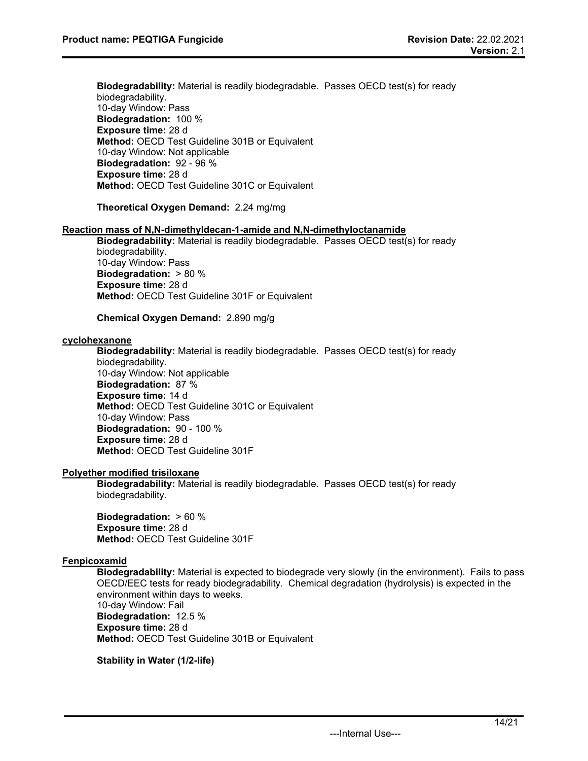**Biodegradability:** Material is readily biodegradable. Passes OECD test(s) for ready biodegradability.
10-day Window: Pass
**Biodegradation:** 100 %
**Exposure time:** 28 d
**Method:** OECD Test Guideline 301B or Equivalent
10-day Window: Not applicable
**Biodegradation:** 92 - 96 %
**Exposure time:** 28 d
**Method:** OECD Test Guideline 301C or Equivalent

**Theoretical Oxygen Demand:** 2.24 mg/mg

**Reaction mass of N,N-dimethyldecan-1-amide and N,N-dimethyloctanamide**

**Biodegradability:** Material is readily biodegradable. Passes OECD test(s) for ready biodegradability.
10-day Window: Pass
**Biodegradation:** > 80 %
**Exposure time:** 28 d
**Method:** OECD Test Guideline 301F or Equivalent

**Chemical Oxygen Demand:** 2.890 mg/g

**cyclohexanone**

**Biodegradability:** Material is readily biodegradable. Passes OECD test(s) for ready biodegradability.
10-day Window: Not applicable
**Biodegradation:** 87 %
**Exposure time:** 14 d
**Method:** OECD Test Guideline 301C or Equivalent
10-day Window: Pass
**Biodegradation:** 90 - 100 %
**Exposure time:** 28 d
**Method:** OECD Test Guideline 301F

**Polyether modified trisiloxane**

**Biodegradability:** Material is readily biodegradable. Passes OECD test(s) for ready biodegradability.

**Biodegradation:** > 60 %
**Exposure time:** 28 d
**Method:** OECD Test Guideline 301F

**Fenpicoxamid**

**Biodegradability:** Material is expected to biodegrade very slowly (in the environment). Fails to pass OECD/EEC tests for ready biodegradability. Chemical degradation (hydrolysis) is expected in the environment within days to weeks.
10-day Window: Fail
**Biodegradation:** 12.5 %
**Exposure time:** 28 d
**Method:** OECD Test Guideline 301B or Equivalent

**Stability in Water (1/2-life)**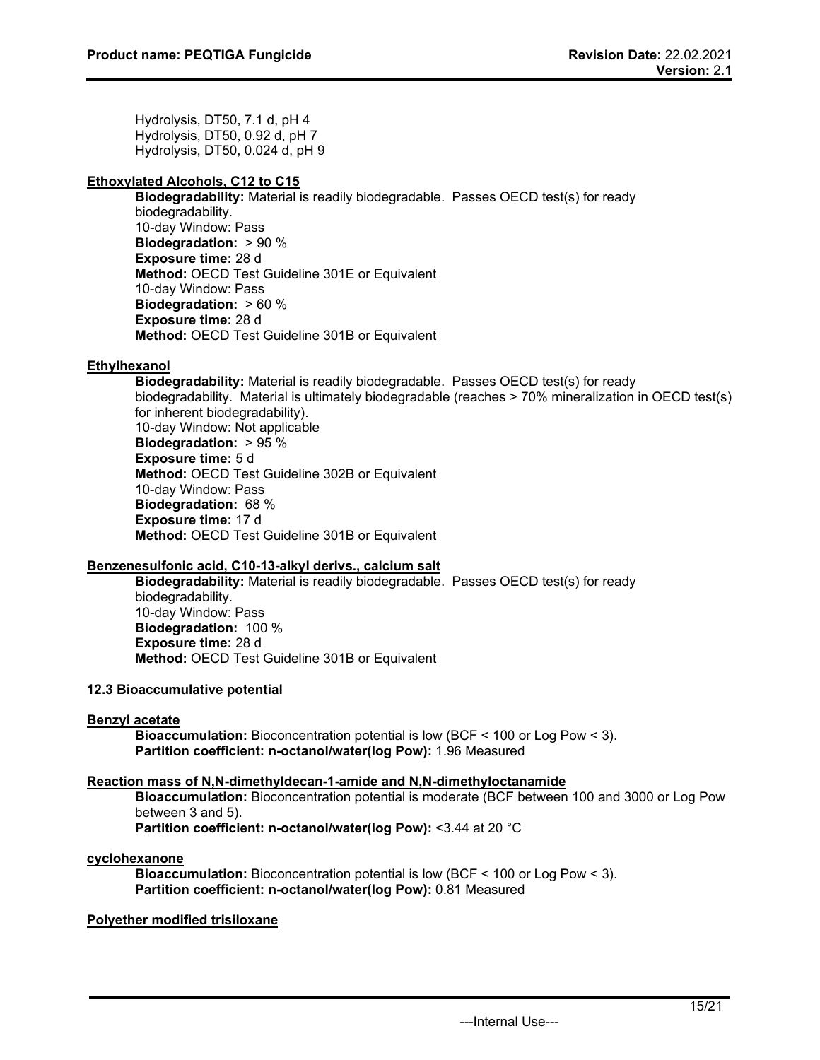Hydrolysis, DT50, 7.1 d, pH 4
Hydrolysis, DT50, 0.92 d, pH 7
Hydrolysis, DT50, 0.024 d, pH 9

**Ethoxylated Alcohols, C12 to C15**

**Biodegradability:** Material is readily biodegradable. Passes OECD test(s) for ready biodegradability.
10-day Window: Pass
**Biodegradation:** > 90 %
**Exposure time:** 28 d
**Method:** OECD Test Guideline 301E or Equivalent
10-day Window: Pass
**Biodegradation:** > 60 %
**Exposure time:** 28 d
**Method:** OECD Test Guideline 301B or Equivalent

**Ethylhexanol**

**Biodegradability:** Material is readily biodegradable. Passes OECD test(s) for ready biodegradability. Material is ultimately biodegradable (reaches > 70% mineralization in OECD test(s) for inherent biodegradability).
10-day Window: Not applicable
**Biodegradation:** > 95 %
**Exposure time:** 5 d
**Method:** OECD Test Guideline 302B or Equivalent
10-day Window: Pass
**Biodegradation:** 68 %
**Exposure time:** 17 d
**Method:** OECD Test Guideline 301B or Equivalent

**Benzenesulfonic acid, C10-13-alkyl derivs., calcium salt**

**Biodegradability:** Material is readily biodegradable. Passes OECD test(s) for ready biodegradability.
10-day Window: Pass
**Biodegradation:** 100 %
**Exposure time:** 28 d
**Method:** OECD Test Guideline 301B or Equivalent

**12.3 Bioaccumulative potential**

**Benzyl acetate**

**Bioaccumulation:** Bioconcentration potential is low (BCF < 100 or Log Pow < 3).
**Partition coefficient: n-octanol/water(log Pow):** 1.96 Measured

**Reaction mass of N,N-dimethyldecan-1-amide and N,N-dimethyloctanamide**

**Bioaccumulation:** Bioconcentration potential is moderate (BCF between 100 and 3000 or Log Pow between 3 and 5).
**Partition coefficient: n-octanol/water(log Pow):** <3.44 at 20 °C

**cyclohexanone**

**Bioaccumulation:** Bioconcentration potential is low (BCF < 100 or Log Pow < 3).
**Partition coefficient: n-octanol/water(log Pow):** 0.81 Measured

**Polyether modified trisiloxane**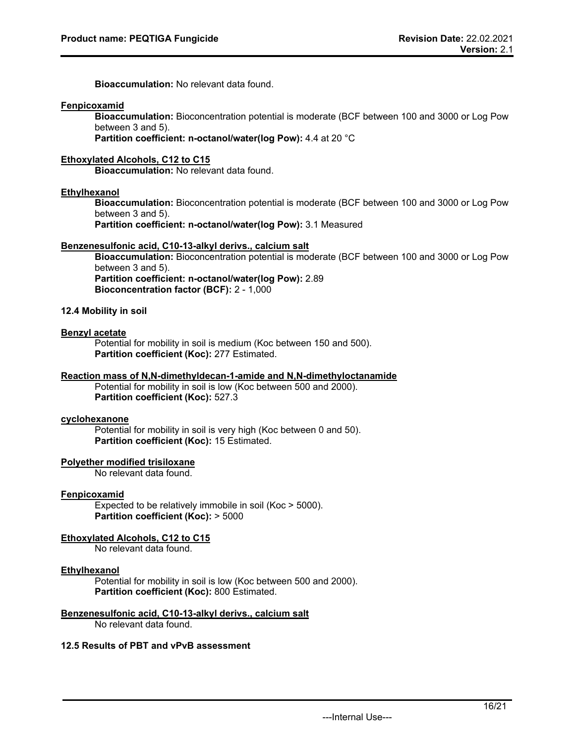**Bioaccumulation:** No relevant data found.

**Fenpicoxamid**

**Bioaccumulation:** Bioconcentration potential is moderate (BCF between 100 and 3000 or Log Pow between 3 and 5).

**Partition coefficient: n-octanol/water(log Pow):** 4.4 at 20 °C

**Ethoxylated Alcohols, C12 to C15**

**Bioaccumulation:** No relevant data found.

**Ethylhexanol**

**Bioaccumulation:** Bioconcentration potential is moderate (BCF between 100 and 3000 or Log Pow between 3 and 5).

**Partition coefficient: n-octanol/water(log Pow):** 3.1 Measured

**Benzenesulfonic acid, C10-13-alkyl derivs., calcium salt**

**Bioaccumulation:** Bioconcentration potential is moderate (BCF between 100 and 3000 or Log Pow between 3 and 5).

**Partition coefficient: n-octanol/water(log Pow):** 2.89

**Bioconcentration factor (BCF):** 2 - 1,000

### 12.4 Mobility in soil

**Benzyl acetate**

Potential for mobility in soil is medium (Koc between 150 and 500).

**Partition coefficient (Koc):** 277 Estimated.

**Reaction mass of N,N-dimethyldecan-1-amide and N,N-dimethyloctanamide**

Potential for mobility in soil is low (Koc between 500 and 2000).

**Partition coefficient (Koc):** 527.3

**cyclohexanone**

Potential for mobility in soil is very high (Koc between 0 and 50).

**Partition coefficient (Koc):** 15 Estimated.

**Polyether modified trisiloxane**

No relevant data found.

**Fenpicoxamid**

Expected to be relatively immobile in soil (Koc > 5000).

**Partition coefficient (Koc):** > 5000

**Ethoxylated Alcohols, C12 to C15**

No relevant data found.

**Ethylhexanol**

Potential for mobility in soil is low (Koc between 500 and 2000).

**Partition coefficient (Koc):** 800 Estimated.

**Benzenesulfonic acid, C10-13-alkyl derivs., calcium salt**

No relevant data found.

### 12.5 Results of PBT and vPvB assessment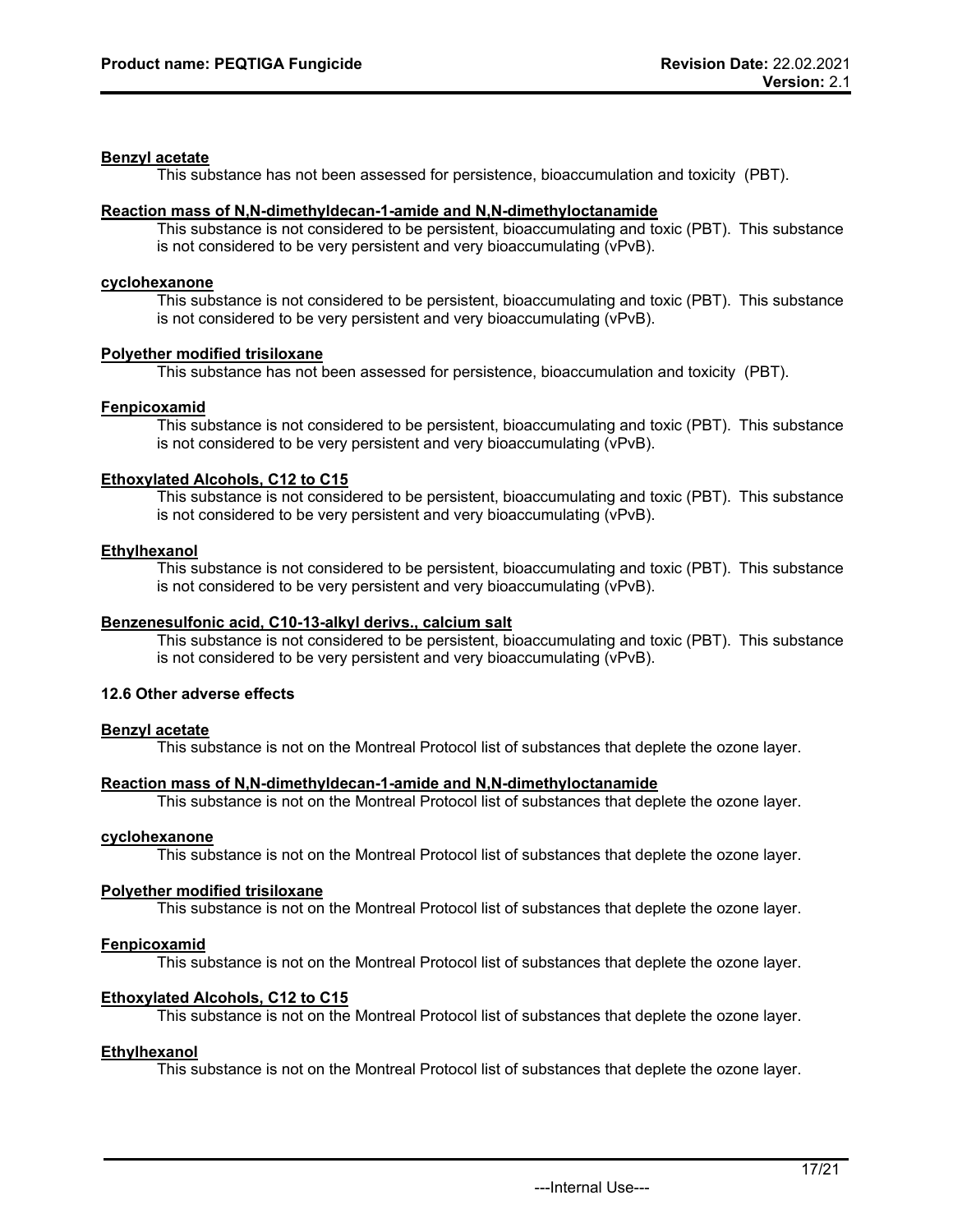**Benzyl acetate**

This substance has not been assessed for persistence, bioaccumulation and toxicity (PBT).

**Reaction mass of N,N-dimethyldecan-1-amide and N,N-dimethyloctanamide**

This substance is not considered to be persistent, bioaccumulating and toxic (PBT). This substance is not considered to be very persistent and very bioaccumulating (vPvB).

**cyclohexanone**

This substance is not considered to be persistent, bioaccumulating and toxic (PBT). This substance is not considered to be very persistent and very bioaccumulating (vPvB).

**Polyether modified trisiloxane**

This substance has not been assessed for persistence, bioaccumulation and toxicity (PBT).

**Fenpicoxamid**

This substance is not considered to be persistent, bioaccumulating and toxic (PBT). This substance is not considered to be very persistent and very bioaccumulating (vPvB).

**Ethoxylated Alcohols, C12 to C15**

This substance is not considered to be persistent, bioaccumulating and toxic (PBT). This substance is not considered to be very persistent and very bioaccumulating (vPvB).

**Ethylhexanol**

This substance is not considered to be persistent, bioaccumulating and toxic (PBT). This substance is not considered to be very persistent and very bioaccumulating (vPvB).

**Benzenesulfonic acid, C10-13-alkyl derivs., calcium salt**

This substance is not considered to be persistent, bioaccumulating and toxic (PBT). This substance is not considered to be very persistent and very bioaccumulating (vPvB).

### 12.6 Other adverse effects

**Benzyl acetate**

This substance is not on the Montreal Protocol list of substances that deplete the ozone layer.

**Reaction mass of N,N-dimethyldecan-1-amide and N,N-dimethyloctanamide**

This substance is not on the Montreal Protocol list of substances that deplete the ozone layer.

**cyclohexanone**

This substance is not on the Montreal Protocol list of substances that deplete the ozone layer.

**Polyether modified trisiloxane**

This substance is not on the Montreal Protocol list of substances that deplete the ozone layer.

**Fenpicoxamid**

This substance is not on the Montreal Protocol list of substances that deplete the ozone layer.

**Ethoxylated Alcohols, C12 to C15**

This substance is not on the Montreal Protocol list of substances that deplete the ozone layer.

**Ethylhexanol**

This substance is not on the Montreal Protocol list of substances that deplete the ozone layer.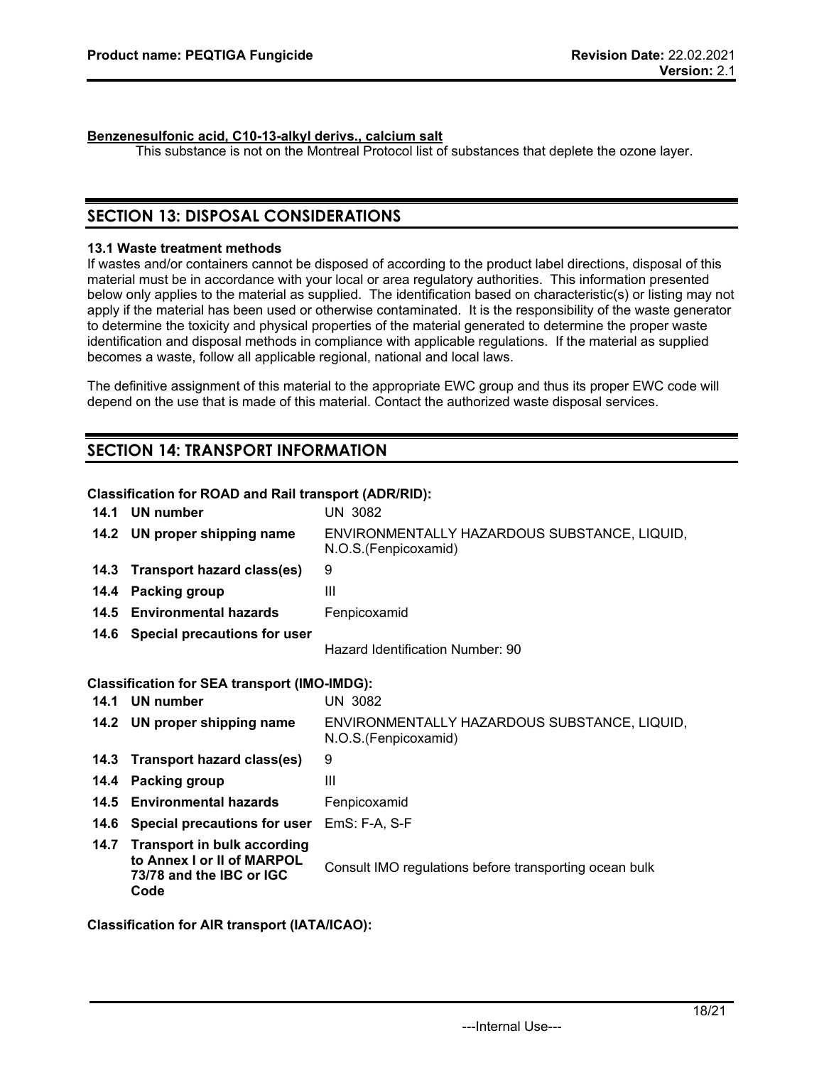**Benzenesulfonic acid, C10-13-alkyl derivs., calcium salt**

This substance is not on the Montreal Protocol list of substances that deplete the ozone layer.

## SECTION 13: DISPOSAL CONSIDERATIONS

### 13.1 Waste treatment methods

If wastes and/or containers cannot be disposed of according to the product label directions, disposal of this material must be in accordance with your local or area regulatory authorities. This information presented below only applies to the material as supplied. The identification based on characteristic(s) or listing may not apply if the material has been used or otherwise contaminated. It is the responsibility of the waste generator to determine the toxicity and physical properties of the material generated to determine the proper waste identification and disposal methods in compliance with applicable regulations. If the material as supplied becomes a waste, follow all applicable regional, national and local laws.

The definitive assignment of this material to the appropriate EWC group and thus its proper EWC code will depend on the use that is made of this material. Contact the authorized waste disposal services.

## SECTION 14: TRANSPORT INFORMATION

**Classification for ROAD and Rail transport (ADR/RID):**

| | | |
|---|---|---|
| **14.1** | **UN number** | UN 3082 |
| **14.2** | **UN proper shipping name** | ENVIRONMENTALLY HAZARDOUS SUBSTANCE, LIQUID, N.O.S.(Fenpicoxamid) |
| **14.3** | **Transport hazard class(es)** | 9 |
| **14.4** | **Packing group** | III |
| **14.5** | **Environmental hazards** | Fenpicoxamid |
| **14.6** | **Special precautions for user** | Hazard Identification Number: 90 |

**Classification for SEA transport (IMO-IMDG):**

| | | |
|---|---|---|
| **14.1** | **UN number** | UN 3082 |
| **14.2** | **UN proper shipping name** | ENVIRONMENTALLY HAZARDOUS SUBSTANCE, LIQUID, N.O.S.(Fenpicoxamid) |
| **14.3** | **Transport hazard class(es)** | 9 |
| **14.4** | **Packing group** | III |
| **14.5** | **Environmental hazards** | Fenpicoxamid |
| **14.6** | **Special precautions for user** | EmS: F-A, S-F |
| **14.7** | **Transport in bulk according to Annex I or II of MARPOL 73/78 and the IBC or IGC Code** | Consult IMO regulations before transporting ocean bulk |

**Classification for AIR transport (IATA/ICAO):**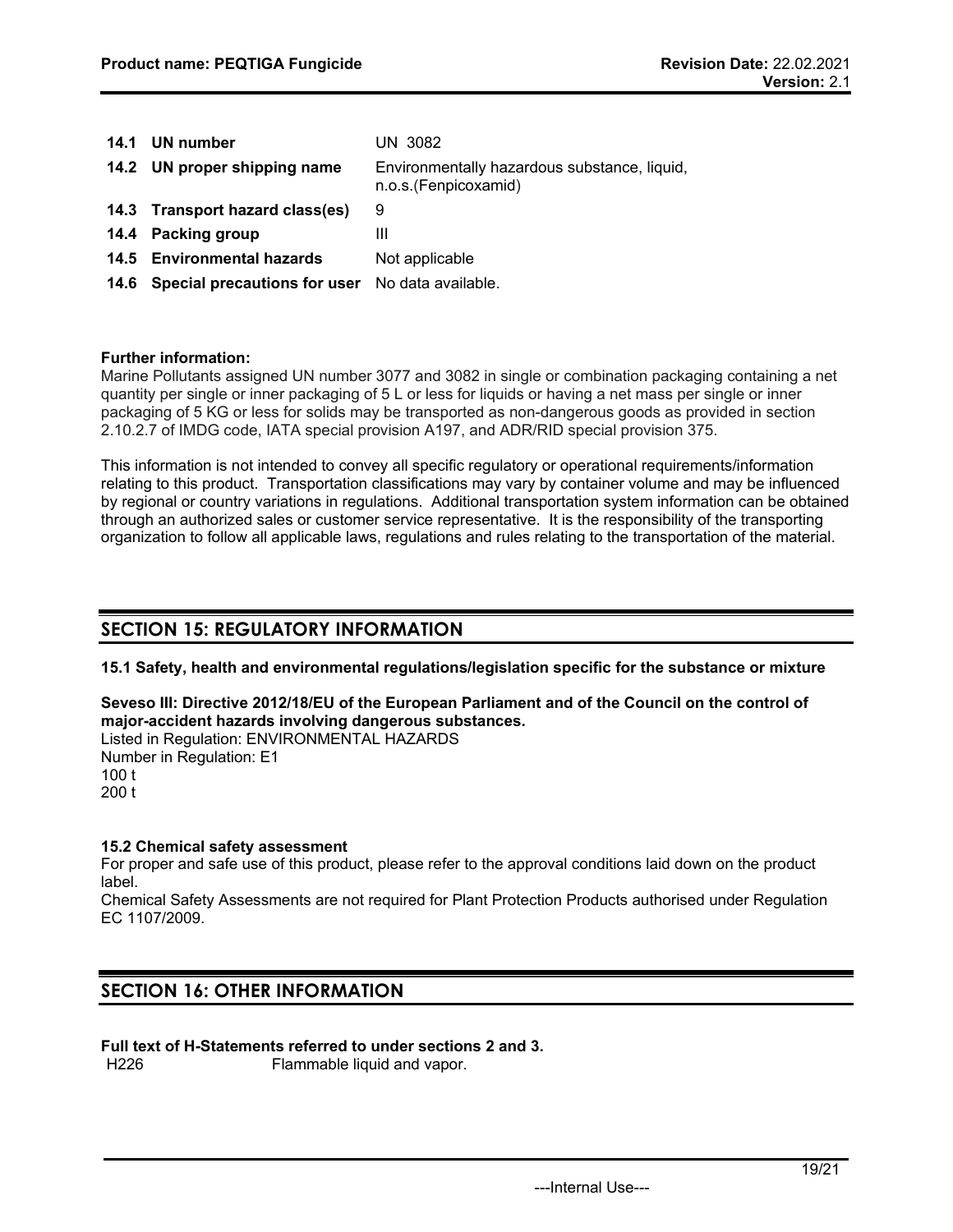| | |
|---|---|
| **14.1 UN number** | UN 3082 |
| **14.2 UN proper shipping name** | Environmentally hazardous substance, liquid, n.o.s.(Fenpicoxamid) |
| **14.3 Transport hazard class(es)** | 9 |
| **14.4 Packing group** | III |
| **14.5 Environmental hazards** | Not applicable |
| **14.6 Special precautions for user** | No data available. |

**Further information:**
Marine Pollutants assigned UN number 3077 and 3082 in single or combination packaging containing a net quantity per single or inner packaging of 5 L or less for liquids or having a net mass per single or inner packaging of 5 KG or less for solids may be transported as non-dangerous goods as provided in section 2.10.2.7 of IMDG code, IATA special provision A197, and ADR/RID special provision 375.

This information is not intended to convey all specific regulatory or operational requirements/information relating to this product. Transportation classifications may vary by container volume and may be influenced by regional or country variations in regulations. Additional transportation system information can be obtained through an authorized sales or customer service representative. It is the responsibility of the transporting organization to follow all applicable laws, regulations and rules relating to the transportation of the material.

## SECTION 15: REGULATORY INFORMATION

**15.1 Safety, health and environmental regulations/legislation specific for the substance or mixture**

**Seveso III: Directive 2012/18/EU of the European Parliament and of the Council on the control of major-accident hazards involving dangerous substances.**
Listed in Regulation: ENVIRONMENTAL HAZARDS
Number in Regulation: E1
100 t
200 t

**15.2 Chemical safety assessment**
For proper and safe use of this product, please refer to the approval conditions laid down on the product label.
Chemical Safety Assessments are not required for Plant Protection Products authorised under Regulation EC 1107/2009.

## SECTION 16: OTHER INFORMATION

**Full text of H-Statements referred to under sections 2 and 3.**

| | |
|---|---|
| H226 | Flammable liquid and vapor. |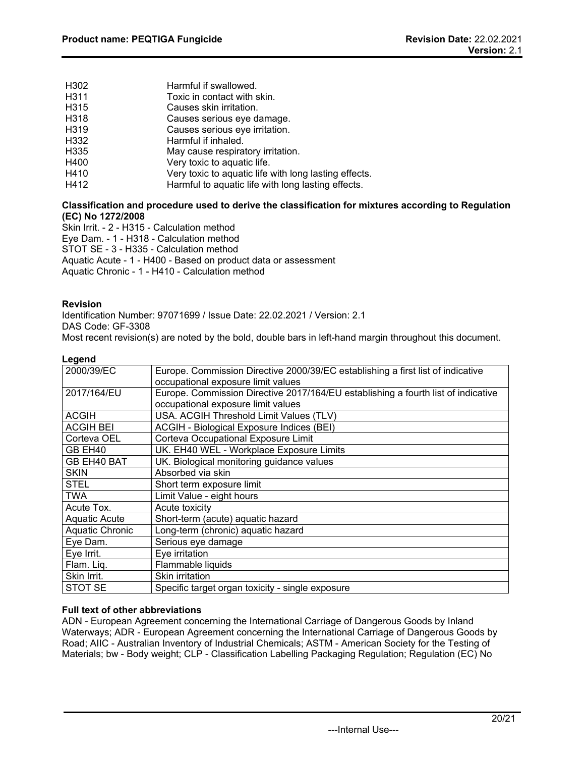| | |
|---|---|
| H302 | Harmful if swallowed. |
| H311 | Toxic in contact with skin. |
| H315 | Causes skin irritation. |
| H318 | Causes serious eye damage. |
| H319 | Causes serious eye irritation. |
| H332 | Harmful if inhaled. |
| H335 | May cause respiratory irritation. |
| H400 | Very toxic to aquatic life. |
| H410 | Very toxic to aquatic life with long lasting effects. |
| H412 | Harmful to aquatic life with long lasting effects. |

**Classification and procedure used to derive the classification for mixtures according to Regulation (EC) No 1272/2008**

Skin Irrit. - 2 - H315 - Calculation method
Eye Dam. - 1 - H318 - Calculation method
STOT SE - 3 - H335 - Calculation method
Aquatic Acute - 1 - H400 - Based on product data or assessment
Aquatic Chronic - 1 - H410 - Calculation method

**Revision**

Identification Number: 97071699 / Issue Date: 22.02.2021 / Version: 2.1
DAS Code: GF-3308
Most recent revision(s) are noted by the bold, double bars in left-hand margin throughout this document.

**Legend**

| | |
|---|---|
| 2000/39/EC | Europe. Commission Directive 2000/39/EC establishing a first list of indicative occupational exposure limit values |
| 2017/164/EU | Europe. Commission Directive 2017/164/EU establishing a fourth list of indicative occupational exposure limit values |
| ACGIH | USA. ACGIH Threshold Limit Values (TLV) |
| ACGIH BEI | ACGIH - Biological Exposure Indices (BEI) |
| Corteva OEL | Corteva Occupational Exposure Limit |
| GB EH40 | UK. EH40 WEL - Workplace Exposure Limits |
| GB EH40 BAT | UK. Biological monitoring guidance values |
| SKIN | Absorbed via skin |
| STEL | Short term exposure limit |
| TWA | Limit Value - eight hours |
| Acute Tox. | Acute toxicity |
| Aquatic Acute | Short-term (acute) aquatic hazard |
| Aquatic Chronic | Long-term (chronic) aquatic hazard |
| Eye Dam. | Serious eye damage |
| Eye Irrit. | Eye irritation |
| Flam. Liq. | Flammable liquids |
| Skin Irrit. | Skin irritation |
| STOT SE | Specific target organ toxicity - single exposure |

**Full text of other abbreviations**

ADN - European Agreement concerning the International Carriage of Dangerous Goods by Inland Waterways; ADR - European Agreement concerning the International Carriage of Dangerous Goods by Road; AIIC - Australian Inventory of Industrial Chemicals; ASTM - American Society for the Testing of Materials; bw - Body weight; CLP - Classification Labelling Packaging Regulation; Regulation (EC) No

---Internal Use---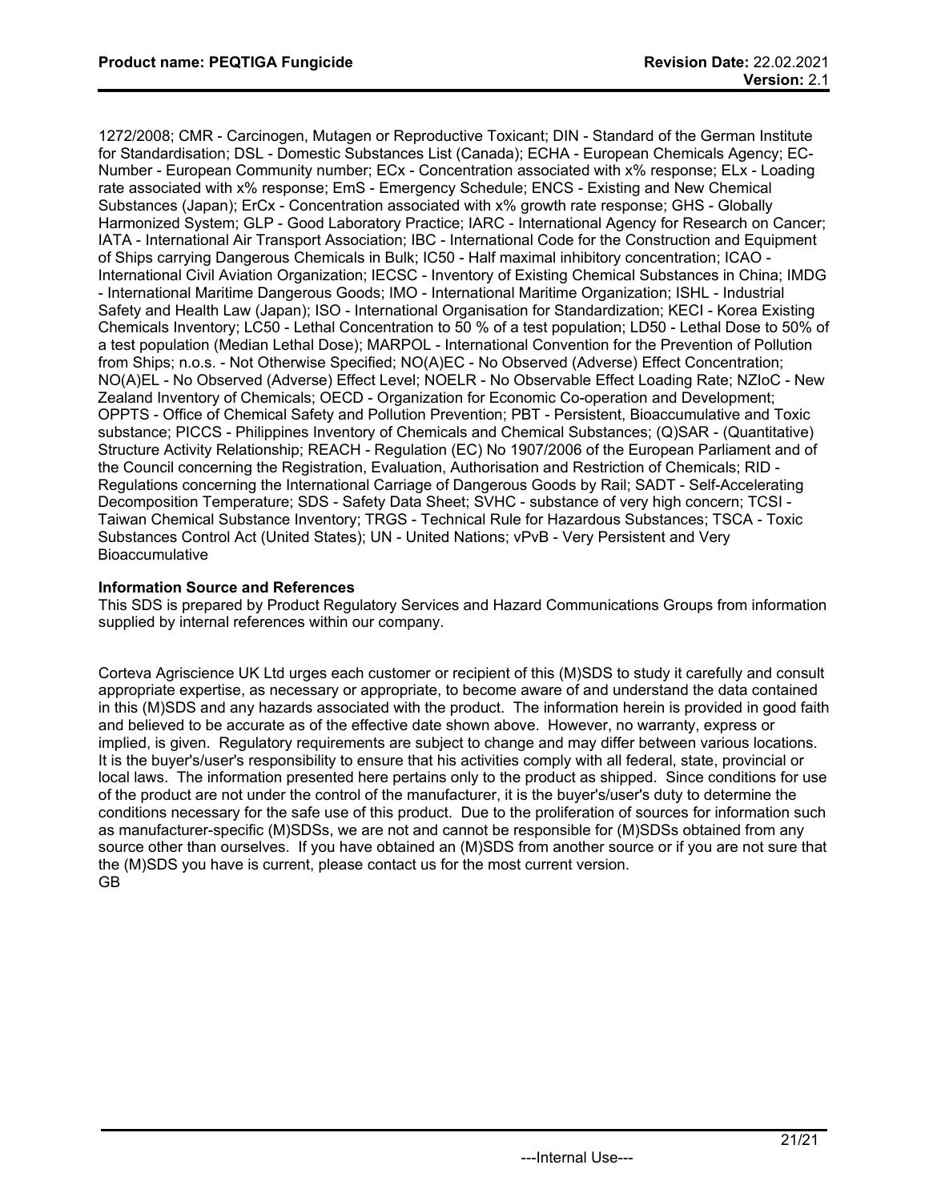1272/2008; CMR - Carcinogen, Mutagen or Reproductive Toxicant; DIN - Standard of the German Institute for Standardisation; DSL - Domestic Substances List (Canada); ECHA - European Chemicals Agency; EC-Number - European Community number; ECx - Concentration associated with x% response; ELx - Loading rate associated with x% response; EmS - Emergency Schedule; ENCS - Existing and New Chemical Substances (Japan); ErCx - Concentration associated with x% growth rate response; GHS - Globally Harmonized System; GLP - Good Laboratory Practice; IARC - International Agency for Research on Cancer; IATA - International Air Transport Association; IBC - International Code for the Construction and Equipment of Ships carrying Dangerous Chemicals in Bulk; IC50 - Half maximal inhibitory concentration; ICAO - International Civil Aviation Organization; IECSC - Inventory of Existing Chemical Substances in China; IMDG - International Maritime Dangerous Goods; IMO - International Maritime Organization; ISHL - Industrial Safety and Health Law (Japan); ISO - International Organisation for Standardization; KECI - Korea Existing Chemicals Inventory; LC50 - Lethal Concentration to 50 % of a test population; LD50 - Lethal Dose to 50% of a test population (Median Lethal Dose); MARPOL - International Convention for the Prevention of Pollution from Ships; n.o.s. - Not Otherwise Specified; NO(A)EC - No Observed (Adverse) Effect Concentration; NO(A)EL - No Observed (Adverse) Effect Level; NOELR - No Observable Effect Loading Rate; NZIoC - New Zealand Inventory of Chemicals; OECD - Organization for Economic Co-operation and Development; OPPTS - Office of Chemical Safety and Pollution Prevention; PBT - Persistent, Bioaccumulative and Toxic substance; PICCS - Philippines Inventory of Chemicals and Chemical Substances; (Q)SAR - (Quantitative) Structure Activity Relationship; REACH - Regulation (EC) No 1907/2006 of the European Parliament and of the Council concerning the Registration, Evaluation, Authorisation and Restriction of Chemicals; RID - Regulations concerning the International Carriage of Dangerous Goods by Rail; SADT - Self-Accelerating Decomposition Temperature; SDS - Safety Data Sheet; SVHC - substance of very high concern; TCSI - Taiwan Chemical Substance Inventory; TRGS - Technical Rule for Hazardous Substances; TSCA - Toxic Substances Control Act (United States); UN - United Nations; vPvB - Very Persistent and Very Bioaccumulative

**Information Source and References**

This SDS is prepared by Product Regulatory Services and Hazard Communications Groups from information supplied by internal references within our company.

Corteva Agriscience UK Ltd urges each customer or recipient of this (M)SDS to study it carefully and consult appropriate expertise, as necessary or appropriate, to become aware of and understand the data contained in this (M)SDS and any hazards associated with the product. The information herein is provided in good faith and believed to be accurate as of the effective date shown above. However, no warranty, express or implied, is given. Regulatory requirements are subject to change and may differ between various locations. It is the buyer's/user's responsibility to ensure that his activities comply with all federal, state, provincial or local laws. The information presented here pertains only to the product as shipped. Since conditions for use of the product are not under the control of the manufacturer, it is the buyer's/user's duty to determine the conditions necessary for the safe use of this product. Due to the proliferation of sources for information such as manufacturer-specific (M)SDSs, we are not and cannot be responsible for (M)SDSs obtained from any source other than ourselves. If you have obtained an (M)SDS from another source or if you are not sure that the (M)SDS you have is current, please contact us for the most current version.
GB